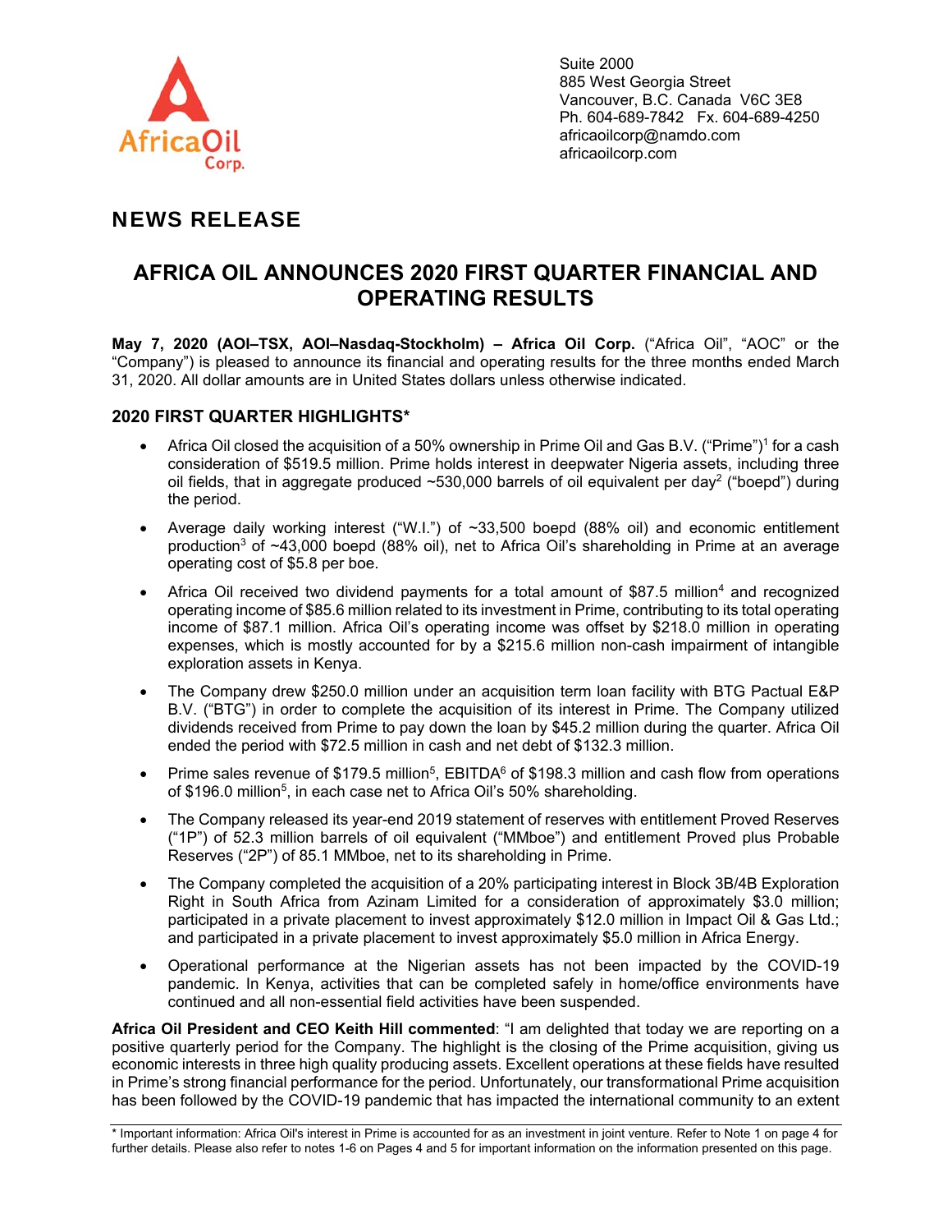Suite 2000
885 West Georgia Street
Vancouver, B.C. Canada V6C 3E8
Ph. 604-689-7842 Fx. 604-689-4250
africaoilcorp@namdo.com
africaoilcorp.com

## NEWS RELEASE

# AFRICA OIL ANNOUNCES 2020 FIRST QUARTER FINANCIAL AND OPERATING RESULTS

**May 7, 2020 (AOI–TSX, AOI–Nasdaq-Stockholm) – Africa Oil Corp.** ("Africa Oil", "AOC" or the "Company") is pleased to announce its financial and operating results for the three months ended March 31, 2020. All dollar amounts are in United States dollars unless otherwise indicated.

### 2020 FIRST QUARTER HIGHLIGHTS*

- Africa Oil closed the acquisition of a 50% ownership in Prime Oil and Gas B.V. ("Prime")[1] for a cash consideration of $519.5 million. Prime holds interest in deepwater Nigeria assets, including three oil fields, that in aggregate produced ~530,000 barrels of oil equivalent per day[2] ("boepd") during the period.
- Average daily working interest ("W.I.") of ~33,500 boepd (88% oil) and economic entitlement production[3] of ~43,000 boepd (88% oil), net to Africa Oil's shareholding in Prime at an average operating cost of $5.8 per boe.
- Africa Oil received two dividend payments for a total amount of $87.5 million[4] and recognized operating income of $85.6 million related to its investment in Prime, contributing to its total operating income of $87.1 million. Africa Oil's operating income was offset by $218.0 million in operating expenses, which is mostly accounted for by a $215.6 million non-cash impairment of intangible exploration assets in Kenya.
- The Company drew $250.0 million under an acquisition term loan facility with BTG Pactual E&P B.V. ("BTG") in order to complete the acquisition of its interest in Prime. The Company utilized dividends received from Prime to pay down the loan by $45.2 million during the quarter. Africa Oil ended the period with $72.5 million in cash and net debt of $132.3 million.
- Prime sales revenue of $179.5 million[5], EBITDA[6] of $198.3 million and cash flow from operations of $196.0 million[5], in each case net to Africa Oil's 50% shareholding.
- The Company released its year-end 2019 statement of reserves with entitlement Proved Reserves ("1P") of 52.3 million barrels of oil equivalent ("MMboe") and entitlement Proved plus Probable Reserves ("2P") of 85.1 MMboe, net to its shareholding in Prime.
- The Company completed the acquisition of a 20% participating interest in Block 3B/4B Exploration Right in South Africa from Azinam Limited for a consideration of approximately $3.0 million; participated in a private placement to invest approximately $12.0 million in Impact Oil & Gas Ltd.; and participated in a private placement to invest approximately $5.0 million in Africa Energy.
- Operational performance at the Nigerian assets has not been impacted by the COVID-19 pandemic. In Kenya, activities that can be completed safely in home/office environments have continued and all non-essential field activities have been suspended.

**Africa Oil President and CEO Keith Hill commented**: "I am delighted that today we are reporting on a positive quarterly period for the Company. The highlight is the closing of the Prime acquisition, giving us economic interests in three high quality producing assets. Excellent operations at these fields have resulted in Prime's strong financial performance for the period. Unfortunately, our transformational Prime acquisition has been followed by the COVID-19 pandemic that has impacted the international community to an extent

\* Important information: Africa Oil's interest in Prime is accounted for as an investment in joint venture. Refer to Note 1 on page 4 for further details. Please also refer to notes 1-6 on Pages 4 and 5 for important information on the information presented on this page.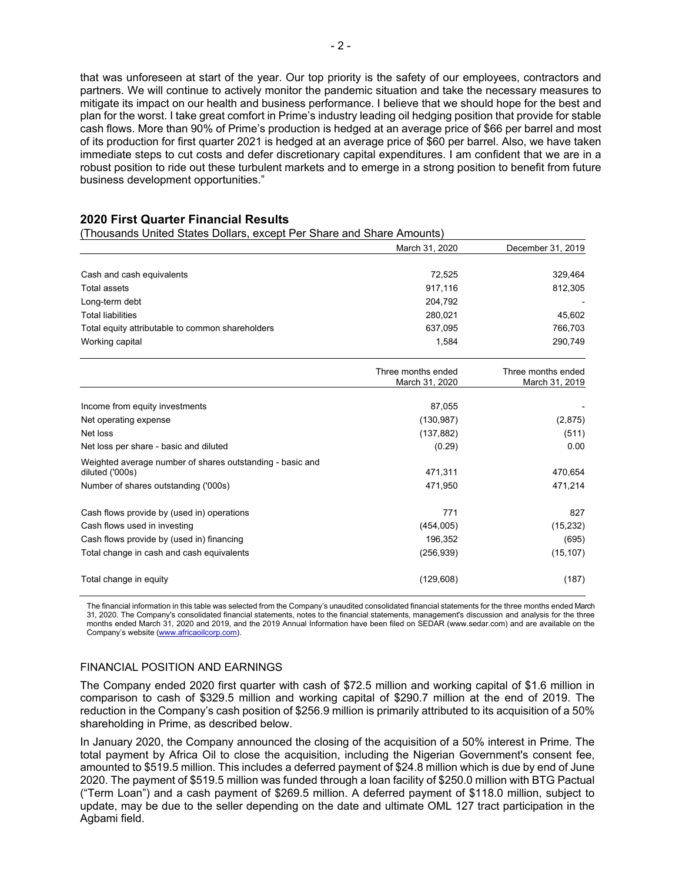that was unforeseen at start of the year. Our top priority is the safety of our employees, contractors and partners. We will continue to actively monitor the pandemic situation and take the necessary measures to mitigate its impact on our health and business performance. I believe that we should hope for the best and plan for the worst. I take great comfort in Prime's industry leading oil hedging position that provide for stable cash flows. More than 90% of Prime's production is hedged at an average price of $66 per barrel and most of its production for first quarter 2021 is hedged at an average price of $60 per barrel. Also, we have taken immediate steps to cut costs and defer discretionary capital expenditures. I am confident that we are in a robust position to ride out these turbulent markets and to emerge in a strong position to benefit from future business development opportunities."

## 2020 First Quarter Financial Results

(Thousands United States Dollars, except Per Share and Share Amounts)

| | March 31, 2020 | December 31, 2019 |
|---|---|---|
| Cash and cash equivalents | 72,525 | 329,464 |
| Total assets | 917,116 | 812,305 |
| Long-term debt | 204,792 | - |
| Total liabilities | 280,021 | 45,602 |
| Total equity attributable to common shareholders | 637,095 | 766,703 |
| Working capital | 1,584 | 290,749 |

| | Three months ended March 31, 2020 | Three months ended March 31, 2019 |
|---|---|---|
| Income from equity investments | 87,055 | - |
| Net operating expense | (130,987) | (2,875) |
| Net loss | (137,882) | (511) |
| Net loss per share - basic and diluted | (0.29) | 0.00 |
| Weighted average number of shares outstanding - basic and diluted ('000s) | 471,311 | 470,654 |
| Number of shares outstanding ('000s) | 471,950 | 471,214 |
| Cash flows provide by (used in) operations | 771 | 827 |
| Cash flows used in investing | (454,005) | (15,232) |
| Cash flows provide by (used in) financing | 196,352 | (695) |
| Total change in cash and cash equivalents | (256,939) | (15,107) |
| Total change in equity | (129,608) | (187) |

The financial information in this table was selected from the Company's unaudited consolidated financial statements for the three months ended March 31, 2020. The Company's consolidated financial statements, notes to the financial statements, management's discussion and analysis for the three months ended March 31, 2020 and 2019, and the 2019 Annual Information have been filed on SEDAR (www.sedar.com) and are available on the Company's website (www.africaoilcorp.com).

### FINANCIAL POSITION AND EARNINGS

The Company ended 2020 first quarter with cash of $72.5 million and working capital of $1.6 million in comparison to cash of $329.5 million and working capital of $290.7 million at the end of 2019. The reduction in the Company's cash position of $256.9 million is primarily attributed to its acquisition of a 50% shareholding in Prime, as described below.

In January 2020, the Company announced the closing of the acquisition of a 50% interest in Prime. The total payment by Africa Oil to close the acquisition, including the Nigerian Government's consent fee, amounted to $519.5 million. This includes a deferred payment of $24.8 million which is due by end of June 2020. The payment of $519.5 million was funded through a loan facility of $250.0 million with BTG Pactual ("Term Loan") and a cash payment of $269.5 million. A deferred payment of $118.0 million, subject to update, may be due to the seller depending on the date and ultimate OML 127 tract participation in the Agbami field.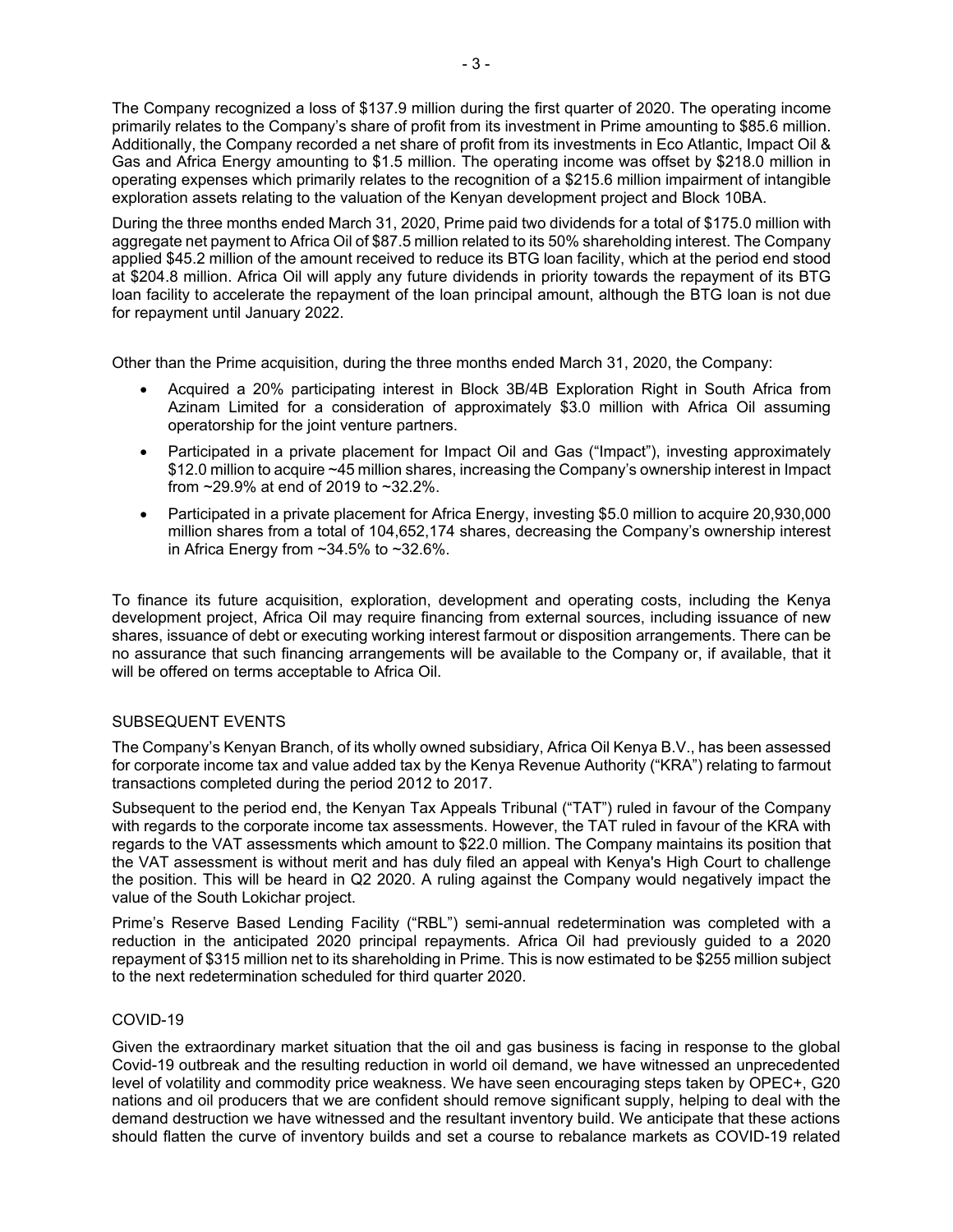The Company recognized a loss of $137.9 million during the first quarter of 2020. The operating income primarily relates to the Company's share of profit from its investment in Prime amounting to $85.6 million. Additionally, the Company recorded a net share of profit from its investments in Eco Atlantic, Impact Oil & Gas and Africa Energy amounting to $1.5 million. The operating income was offset by $218.0 million in operating expenses which primarily relates to the recognition of a $215.6 million impairment of intangible exploration assets relating to the valuation of the Kenyan development project and Block 10BA.

During the three months ended March 31, 2020, Prime paid two dividends for a total of $175.0 million with aggregate net payment to Africa Oil of $87.5 million related to its 50% shareholding interest. The Company applied $45.2 million of the amount received to reduce its BTG loan facility, which at the period end stood at $204.8 million. Africa Oil will apply any future dividends in priority towards the repayment of its BTG loan facility to accelerate the repayment of the loan principal amount, although the BTG loan is not due for repayment until January 2022.

Other than the Prime acquisition, during the three months ended March 31, 2020, the Company:

- Acquired a 20% participating interest in Block 3B/4B Exploration Right in South Africa from Azinam Limited for a consideration of approximately $3.0 million with Africa Oil assuming operatorship for the joint venture partners.
- Participated in a private placement for Impact Oil and Gas ("Impact"), investing approximately $12.0 million to acquire ~45 million shares, increasing the Company's ownership interest in Impact from ~29.9% at end of 2019 to ~32.2%.
- Participated in a private placement for Africa Energy, investing $5.0 million to acquire 20,930,000 million shares from a total of 104,652,174 shares, decreasing the Company's ownership interest in Africa Energy from ~34.5% to ~32.6%.

To finance its future acquisition, exploration, development and operating costs, including the Kenya development project, Africa Oil may require financing from external sources, including issuance of new shares, issuance of debt or executing working interest farmout or disposition arrangements. There can be no assurance that such financing arrangements will be available to the Company or, if available, that it will be offered on terms acceptable to Africa Oil.

## SUBSEQUENT EVENTS

The Company's Kenyan Branch, of its wholly owned subsidiary, Africa Oil Kenya B.V., has been assessed for corporate income tax and value added tax by the Kenya Revenue Authority ("KRA") relating to farmout transactions completed during the period 2012 to 2017.

Subsequent to the period end, the Kenyan Tax Appeals Tribunal ("TAT") ruled in favour of the Company with regards to the corporate income tax assessments. However, the TAT ruled in favour of the KRA with regards to the VAT assessments which amount to $22.0 million. The Company maintains its position that the VAT assessment is without merit and has duly filed an appeal with Kenya's High Court to challenge the position. This will be heard in Q2 2020. A ruling against the Company would negatively impact the value of the South Lokichar project.

Prime's Reserve Based Lending Facility ("RBL") semi-annual redetermination was completed with a reduction in the anticipated 2020 principal repayments. Africa Oil had previously guided to a 2020 repayment of $315 million net to its shareholding in Prime. This is now estimated to be $255 million subject to the next redetermination scheduled for third quarter 2020.

## COVID-19

Given the extraordinary market situation that the oil and gas business is facing in response to the global Covid-19 outbreak and the resulting reduction in world oil demand, we have witnessed an unprecedented level of volatility and commodity price weakness. We have seen encouraging steps taken by OPEC+, G20 nations and oil producers that we are confident should remove significant supply, helping to deal with the demand destruction we have witnessed and the resultant inventory build. We anticipate that these actions should flatten the curve of inventory builds and set a course to rebalance markets as COVID-19 related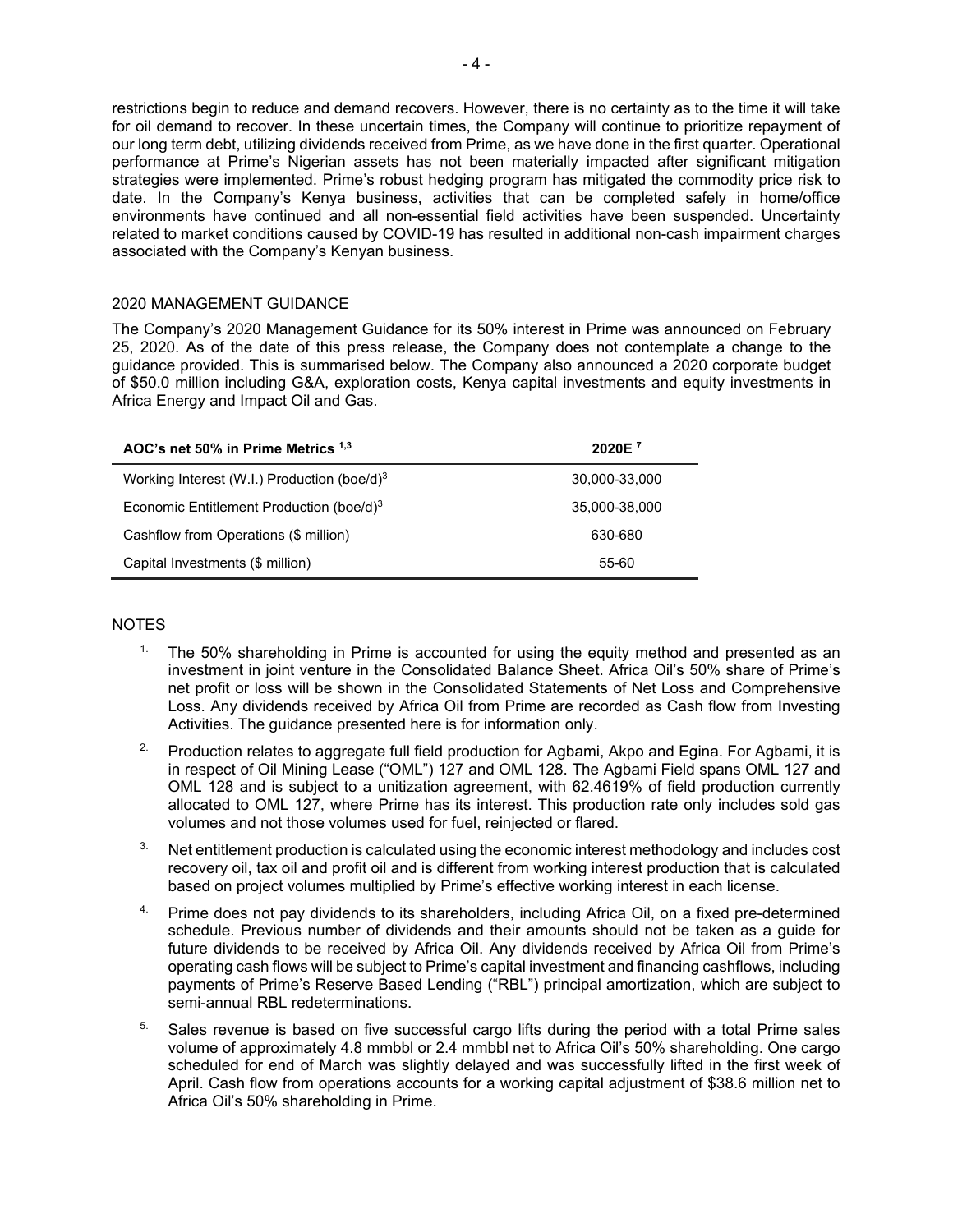restrictions begin to reduce and demand recovers. However, there is no certainty as to the time it will take for oil demand to recover. In these uncertain times, the Company will continue to prioritize repayment of our long term debt, utilizing dividends received from Prime, as we have done in the first quarter. Operational performance at Prime's Nigerian assets has not been materially impacted after significant mitigation strategies were implemented. Prime's robust hedging program has mitigated the commodity price risk to date. In the Company's Kenya business, activities that can be completed safely in home/office environments have continued and all non-essential field activities have been suspended. Uncertainty related to market conditions caused by COVID-19 has resulted in additional non-cash impairment charges associated with the Company's Kenyan business.

## 2020 MANAGEMENT GUIDANCE

The Company's 2020 Management Guidance for its 50% interest in Prime was announced on February 25, 2020. As of the date of this press release, the Company does not contemplate a change to the guidance provided. This is summarised below. The Company also announced a 2020 corporate budget of $50.0 million including G&A, exploration costs, Kenya capital investments and equity investments in Africa Energy and Impact Oil and Gas.

| AOC's net 50% in Prime Metrics [1,3] | 2020E [7] |
|---|---|
| Working Interest (W.I.) Production (boe/d)[3] | 30,000-33,000 |
| Economic Entitlement Production (boe/d)[3] | 35,000-38,000 |
| Cashflow from Operations ($ million) | 630-680 |
| Capital Investments ($ million) | 55-60 |

## NOTES

1. The 50% shareholding in Prime is accounted for using the equity method and presented as an investment in joint venture in the Consolidated Balance Sheet. Africa Oil's 50% share of Prime's net profit or loss will be shown in the Consolidated Statements of Net Loss and Comprehensive Loss. Any dividends received by Africa Oil from Prime are recorded as Cash flow from Investing Activities. The guidance presented here is for information only.
2. Production relates to aggregate full field production for Agbami, Akpo and Egina. For Agbami, it is in respect of Oil Mining Lease ("OML") 127 and OML 128. The Agbami Field spans OML 127 and OML 128 and is subject to a unitization agreement, with 62.4619% of field production currently allocated to OML 127, where Prime has its interest. This production rate only includes sold gas volumes and not those volumes used for fuel, reinjected or flared.
3. Net entitlement production is calculated using the economic interest methodology and includes cost recovery oil, tax oil and profit oil and is different from working interest production that is calculated based on project volumes multiplied by Prime's effective working interest in each license.
4. Prime does not pay dividends to its shareholders, including Africa Oil, on a fixed pre-determined schedule. Previous number of dividends and their amounts should not be taken as a guide for future dividends to be received by Africa Oil. Any dividends received by Africa Oil from Prime's operating cash flows will be subject to Prime's capital investment and financing cashflows, including payments of Prime's Reserve Based Lending ("RBL") principal amortization, which are subject to semi-annual RBL redeterminations.
5. Sales revenue is based on five successful cargo lifts during the period with a total Prime sales volume of approximately 4.8 mmbbl or 2.4 mmbbl net to Africa Oil's 50% shareholding. One cargo scheduled for end of March was slightly delayed and was successfully lifted in the first week of April. Cash flow from operations accounts for a working capital adjustment of $38.6 million net to Africa Oil's 50% shareholding in Prime.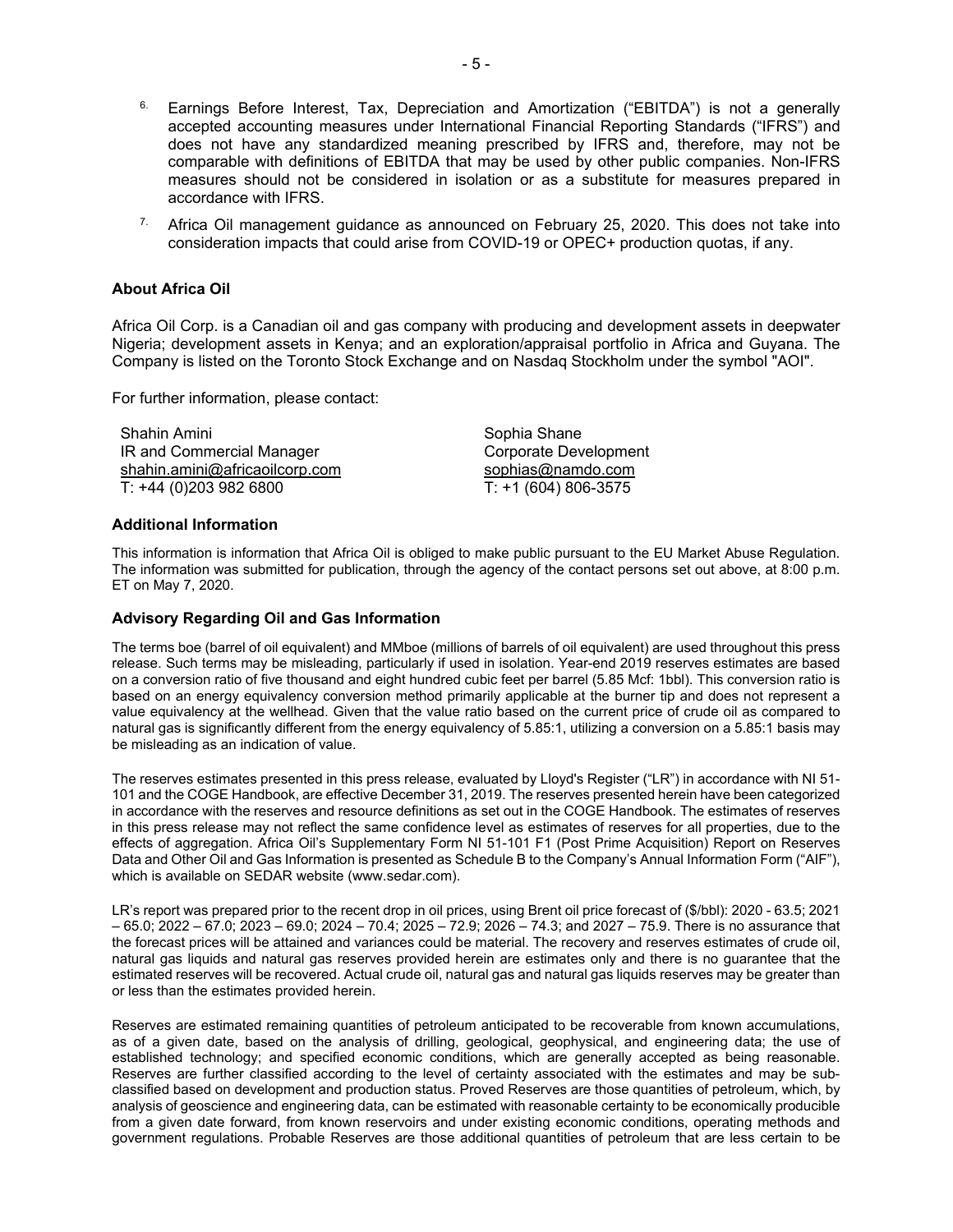6. Earnings Before Interest, Tax, Depreciation and Amortization ("EBITDA") is not a generally accepted accounting measures under International Financial Reporting Standards ("IFRS") and does not have any standardized meaning prescribed by IFRS and, therefore, may not be comparable with definitions of EBITDA that may be used by other public companies. Non-IFRS measures should not be considered in isolation or as a substitute for measures prepared in accordance with IFRS.
7. Africa Oil management guidance as announced on February 25, 2020. This does not take into consideration impacts that could arise from COVID-19 or OPEC+ production quotas, if any.

### About Africa Oil

Africa Oil Corp. is a Canadian oil and gas company with producing and development assets in deepwater Nigeria; development assets in Kenya; and an exploration/appraisal portfolio in Africa and Guyana. The Company is listed on the Toronto Stock Exchange and on Nasdaq Stockholm under the symbol "AOI".

For further information, please contact:

| | |
|---|---|
| Shahin Amini | Sophia Shane |
| IR and Commercial Manager | Corporate Development |
| shahin.amini@africaoilcorp.com | sophias@namdo.com |
| T: +44 (0)203 982 6800 | T: +1 (604) 806-3575 |

### Additional Information

This information is information that Africa Oil is obliged to make public pursuant to the EU Market Abuse Regulation. The information was submitted for publication, through the agency of the contact persons set out above, at 8:00 p.m. ET on May 7, 2020.

### Advisory Regarding Oil and Gas Information

The terms boe (barrel of oil equivalent) and MMboe (millions of barrels of oil equivalent) are used throughout this press release. Such terms may be misleading, particularly if used in isolation. Year-end 2019 reserves estimates are based on a conversion ratio of five thousand and eight hundred cubic feet per barrel (5.85 Mcf: 1bbl). This conversion ratio is based on an energy equivalency conversion method primarily applicable at the burner tip and does not represent a value equivalency at the wellhead. Given that the value ratio based on the current price of crude oil as compared to natural gas is significantly different from the energy equivalency of 5.85:1, utilizing a conversion on a 5.85:1 basis may be misleading as an indication of value.

The reserves estimates presented in this press release, evaluated by Lloyd's Register ("LR") in accordance with NI 51-101 and the COGE Handbook, are effective December 31, 2019. The reserves presented herein have been categorized in accordance with the reserves and resource definitions as set out in the COGE Handbook. The estimates of reserves in this press release may not reflect the same confidence level as estimates of reserves for all properties, due to the effects of aggregation. Africa Oil's Supplementary Form NI 51-101 F1 (Post Prime Acquisition) Report on Reserves Data and Other Oil and Gas Information is presented as Schedule B to the Company's Annual Information Form ("AIF"), which is available on SEDAR website (www.sedar.com).

LR's report was prepared prior to the recent drop in oil prices, using Brent oil price forecast of ($/bbl): 2020 - 63.5; 2021 – 65.0; 2022 – 67.0; 2023 – 69.0; 2024 – 70.4; 2025 – 72.9; 2026 – 74.3; and 2027 – 75.9. There is no assurance that the forecast prices will be attained and variances could be material. The recovery and reserves estimates of crude oil, natural gas liquids and natural gas reserves provided herein are estimates only and there is no guarantee that the estimated reserves will be recovered. Actual crude oil, natural gas and natural gas liquids reserves may be greater than or less than the estimates provided herein.

Reserves are estimated remaining quantities of petroleum anticipated to be recoverable from known accumulations, as of a given date, based on the analysis of drilling, geological, geophysical, and engineering data; the use of established technology; and specified economic conditions, which are generally accepted as being reasonable. Reserves are further classified according to the level of certainty associated with the estimates and may be sub-classified based on development and production status. Proved Reserves are those quantities of petroleum, which, by analysis of geoscience and engineering data, can be estimated with reasonable certainty to be economically producible from a given date forward, from known reservoirs and under existing economic conditions, operating methods and government regulations. Probable Reserves are those additional quantities of petroleum that are less certain to be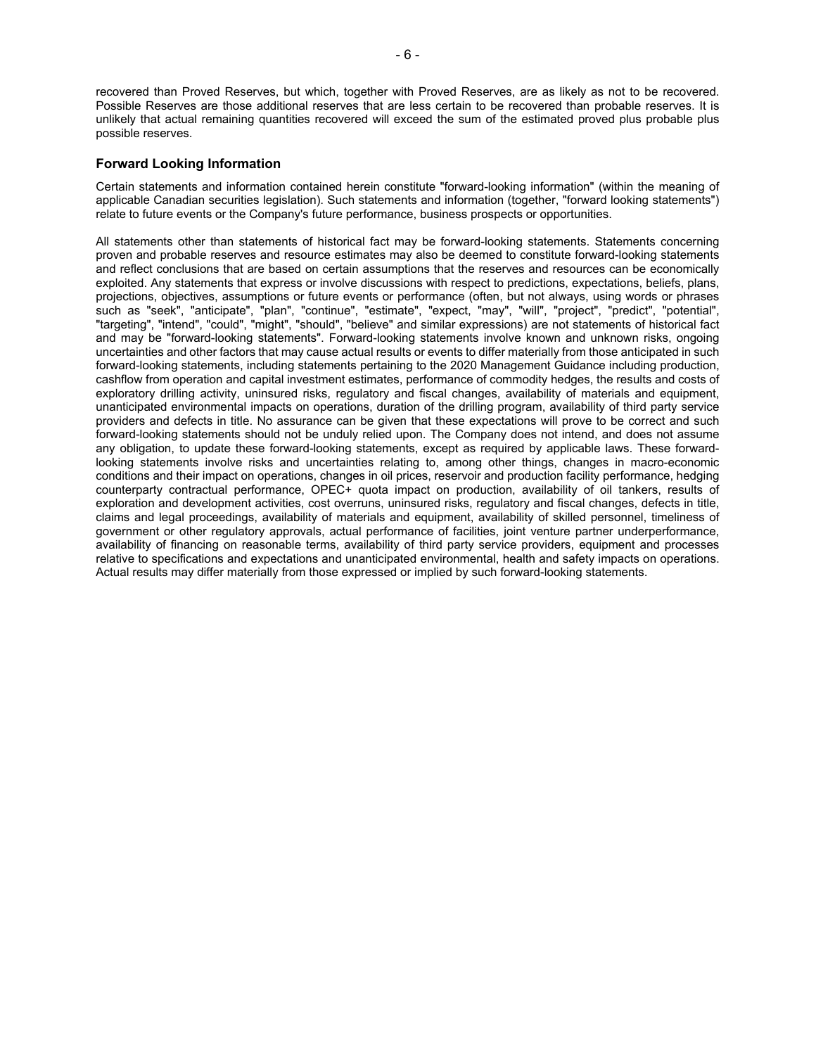recovered than Proved Reserves, but which, together with Proved Reserves, are as likely as not to be recovered. Possible Reserves are those additional reserves that are less certain to be recovered than probable reserves. It is unlikely that actual remaining quantities recovered will exceed the sum of the estimated proved plus probable plus possible reserves.

### Forward Looking Information

Certain statements and information contained herein constitute "forward-looking information" (within the meaning of applicable Canadian securities legislation). Such statements and information (together, "forward looking statements") relate to future events or the Company's future performance, business prospects or opportunities.

All statements other than statements of historical fact may be forward-looking statements. Statements concerning proven and probable reserves and resource estimates may also be deemed to constitute forward-looking statements and reflect conclusions that are based on certain assumptions that the reserves and resources can be economically exploited. Any statements that express or involve discussions with respect to predictions, expectations, beliefs, plans, projections, objectives, assumptions or future events or performance (often, but not always, using words or phrases such as "seek", "anticipate", "plan", "continue", "estimate", "expect, "may", "will", "project", "predict", "potential", "targeting", "intend", "could", "might", "should", "believe" and similar expressions) are not statements of historical fact and may be "forward-looking statements". Forward-looking statements involve known and unknown risks, ongoing uncertainties and other factors that may cause actual results or events to differ materially from those anticipated in such forward-looking statements, including statements pertaining to the 2020 Management Guidance including production, cashflow from operation and capital investment estimates, performance of commodity hedges, the results and costs of exploratory drilling activity, uninsured risks, regulatory and fiscal changes, availability of materials and equipment, unanticipated environmental impacts on operations, duration of the drilling program, availability of third party service providers and defects in title. No assurance can be given that these expectations will prove to be correct and such forward-looking statements should not be unduly relied upon. The Company does not intend, and does not assume any obligation, to update these forward-looking statements, except as required by applicable laws. These forward-looking statements involve risks and uncertainties relating to, among other things, changes in macro-economic conditions and their impact on operations, changes in oil prices, reservoir and production facility performance, hedging counterparty contractual performance, OPEC+ quota impact on production, availability of oil tankers, results of exploration and development activities, cost overruns, uninsured risks, regulatory and fiscal changes, defects in title, claims and legal proceedings, availability of materials and equipment, availability of skilled personnel, timeliness of government or other regulatory approvals, actual performance of facilities, joint venture partner underperformance, availability of financing on reasonable terms, availability of third party service providers, equipment and processes relative to specifications and expectations and unanticipated environmental, health and safety impacts on operations. Actual results may differ materially from those expressed or implied by such forward-looking statements.